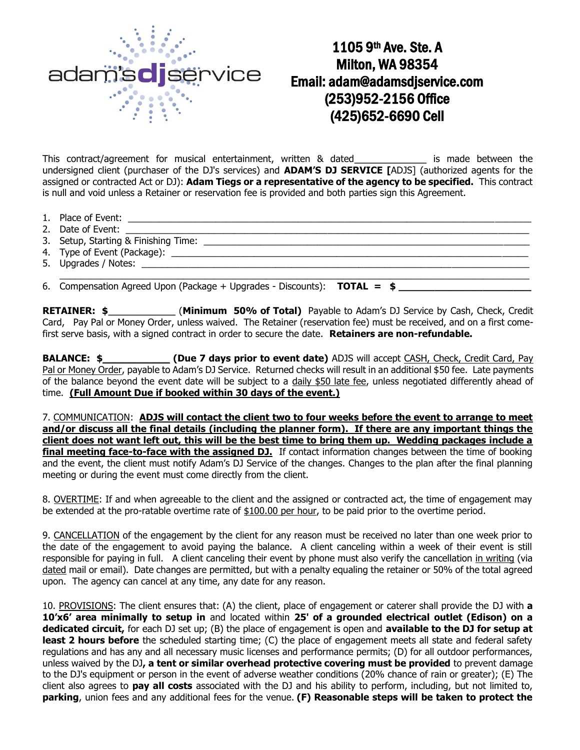adam'sdjservice

**1105 9th Ave. Ste. A**
**Milton, WA 98354**
**Email: adam@adamsdjservice.com**
**(253)952-2156 Office**
**(425)652-6690 Cell**

This contract/agreement for musical entertainment, written & dated_____________ is made between the undersigned client (purchaser of the DJ's services) and **ADAM'S DJ SERVICE [**ADJS] (authorized agents for the assigned or contracted Act or DJ): **Adam Tiegs or a representative of the agency to be specified.** This contract is null and void unless a Retainer or reservation fee is provided and both parties sign this Agreement.

1. Place of Event: ______________________________________________________________________________
2. Date of Event: ______________________________________________________________________________
3. Setup, Starting & Finishing Time: ______________________________________________________________
4. Type of Event (Package): ____________________________________________________________________
5. Upgrades / Notes: _________________________________________________________________________
   _____________________________________________________________________________________________
6. Compensation Agreed Upon (Package + Upgrades - Discounts): **TOTAL = $ ______________________**

**RETAINER: $**____________ (**Minimum 50% of Total)** Payable to Adam's DJ Service by Cash, Check, Credit Card, Pay Pal or Money Order, unless waived. The Retainer (reservation fee) must be received, and on a first come-first serve basis, with a signed contract in order to secure the date. **Retainers are non-refundable.**

**BALANCE: $___________ (Due 7 days prior to event date)** ADJS will accept CASH, Check, Credit Card, Pay Pal or Money Order, payable to Adam's DJ Service. Returned checks will result in an additional $50 fee. Late payments of the balance beyond the event date will be subject to a daily $50 late fee, unless negotiated differently ahead of time. **(Full Amount Due if booked within 30 days of the event.)**

7. COMMUNICATION: **ADJS will contact the client two to four weeks before the event to arrange to meet and/or discuss all the final details (including the planner form). If there are any important things the client does not want left out, this will be the best time to bring them up. Wedding packages include a final meeting face-to-face with the assigned DJ.** If contact information changes between the time of booking and the event, the client must notify Adam's DJ Service of the changes. Changes to the plan after the final planning meeting or during the event must come directly from the client.

8. OVERTIME: If and when agreeable to the client and the assigned or contracted act, the time of engagement may be extended at the pro-ratable overtime rate of $100.00 per hour, to be paid prior to the overtime period.

9. CANCELLATION of the engagement by the client for any reason must be received no later than one week prior to the date of the engagement to avoid paying the balance. A client canceling within a week of their event is still responsible for paying in full. A client canceling their event by phone must also verify the cancellation in writing (via dated mail or email). Date changes are permitted, but with a penalty equaling the retainer or 50% of the total agreed upon. The agency can cancel at any time, any date for any reason.

10. PROVISIONS: The client ensures that: (A) the client, place of engagement or caterer shall provide the DJ with **a 10'x6' area minimally to setup in** and located within **25' of a grounded electrical outlet (Edison) on a dedicated circuit,** for each DJ set up; (B) the place of engagement is open and **available to the DJ for setup at least 2 hours before** the scheduled starting time; (C) the place of engagement meets all state and federal safety regulations and has any and all necessary music licenses and performance permits; (D) for all outdoor performances, unless waived by the DJ**, a tent or similar overhead protective covering must be provided** to prevent damage to the DJ's equipment or person in the event of adverse weather conditions (20% chance of rain or greater); (E) The client also agrees to **pay all costs** associated with the DJ and his ability to perform, including, but not limited to, **parking**, union fees and any additional fees for the venue. **(F) Reasonable steps will be taken to protect the**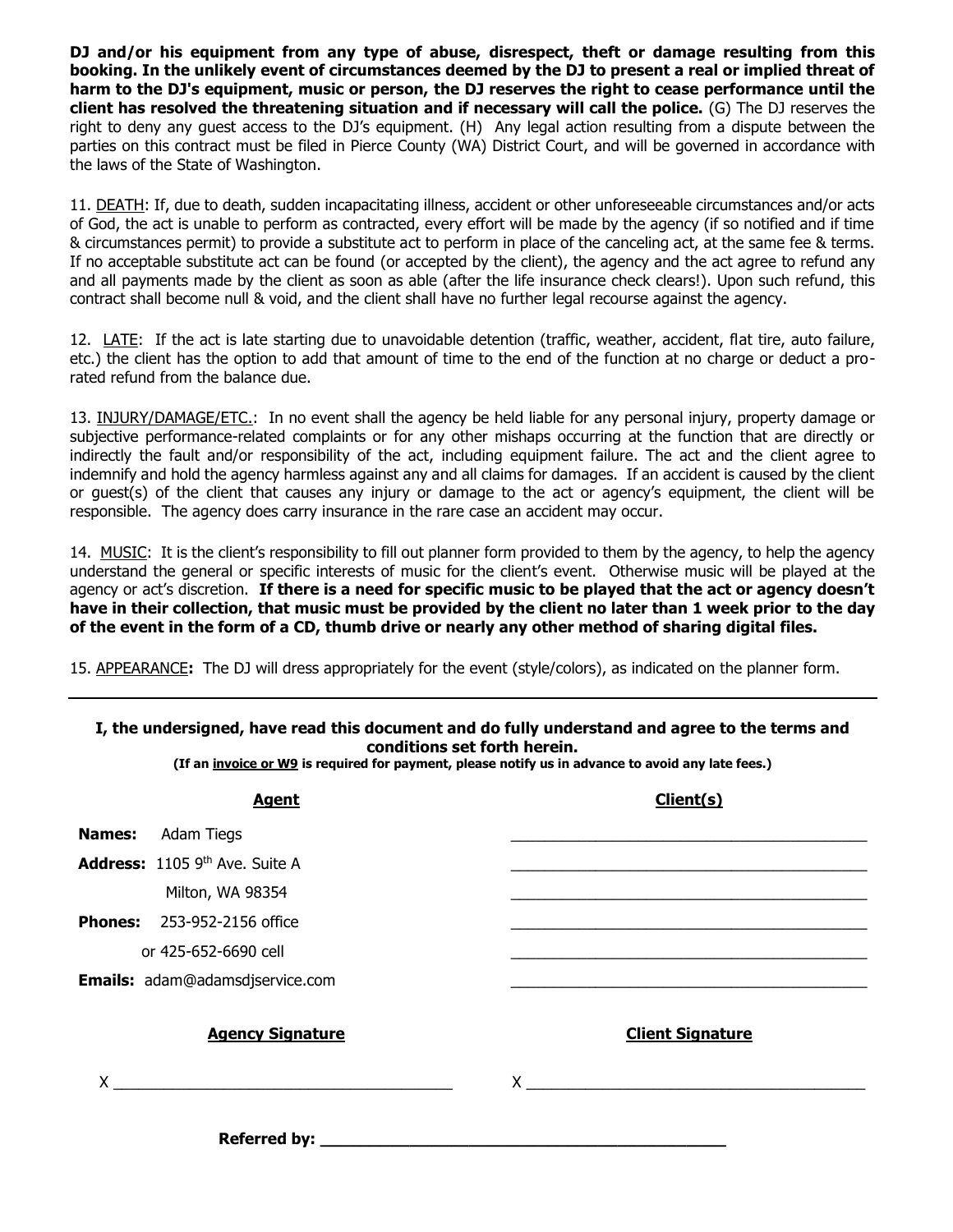**DJ and/or his equipment from any type of abuse, disrespect, theft or damage resulting from this booking. In the unlikely event of circumstances deemed by the DJ to present a real or implied threat of harm to the DJ's equipment, music or person, the DJ reserves the right to cease performance until the client has resolved the threatening situation and if necessary will call the police.** (G) The DJ reserves the right to deny any guest access to the DJ's equipment. (H) Any legal action resulting from a dispute between the parties on this contract must be filed in Pierce County (WA) District Court, and will be governed in accordance with the laws of the State of Washington.

11. DEATH: If, due to death, sudden incapacitating illness, accident or other unforeseeable circumstances and/or acts of God, the act is unable to perform as contracted, every effort will be made by the agency (if so notified and if time & circumstances permit) to provide a substitute act to perform in place of the canceling act, at the same fee & terms. If no acceptable substitute act can be found (or accepted by the client), the agency and the act agree to refund any and all payments made by the client as soon as able (after the life insurance check clears!). Upon such refund, this contract shall become null & void, and the client shall have no further legal recourse against the agency.

12. LATE: If the act is late starting due to unavoidable detention (traffic, weather, accident, flat tire, auto failure, etc.) the client has the option to add that amount of time to the end of the function at no charge or deduct a pro-rated refund from the balance due.

13. INJURY/DAMAGE/ETC.: In no event shall the agency be held liable for any personal injury, property damage or subjective performance-related complaints or for any other mishaps occurring at the function that are directly or indirectly the fault and/or responsibility of the act, including equipment failure. The act and the client agree to indemnify and hold the agency harmless against any and all claims for damages. If an accident is caused by the client or guest(s) of the client that causes any injury or damage to the act or agency's equipment, the client will be responsible. The agency does carry insurance in the rare case an accident may occur.

14. MUSIC: It is the client's responsibility to fill out planner form provided to them by the agency, to help the agency understand the general or specific interests of music for the client's event. Otherwise music will be played at the agency or act's discretion. **If there is a need for specific music to be played that the act or agency doesn't have in their collection, that music must be provided by the client no later than 1 week prior to the day of the event in the form of a CD, thumb drive or nearly any other method of sharing digital files.**

15. APPEARANCE**:** The DJ will dress appropriately for the event (style/colors), as indicated on the planner form.

---

**I, the undersigned, have read this document and do fully understand and agree to the terms and conditions set forth herein.**
**(If an invoice or W9 is required for payment, please notify us in advance to avoid any late fees.)**

| **Agent** | **Client(s)** |
|---|---|
| **Names:** Adam Tiegs | ____________________ |
| **Address:** 1105 9th Ave. Suite A | ____________________ |
| Milton, WA 98354 | ____________________ |
| **Phones:** 253-952-2156 office | ____________________ |
| or 425-652-6690 cell | ____________________ |
| **Emails:** adam@adamsdjservice.com | ____________________ |

| **Agency Signature** | **Client Signature** |
|---|---|
| X ____________________ | X ____________________ |

**Referred by: ____________________**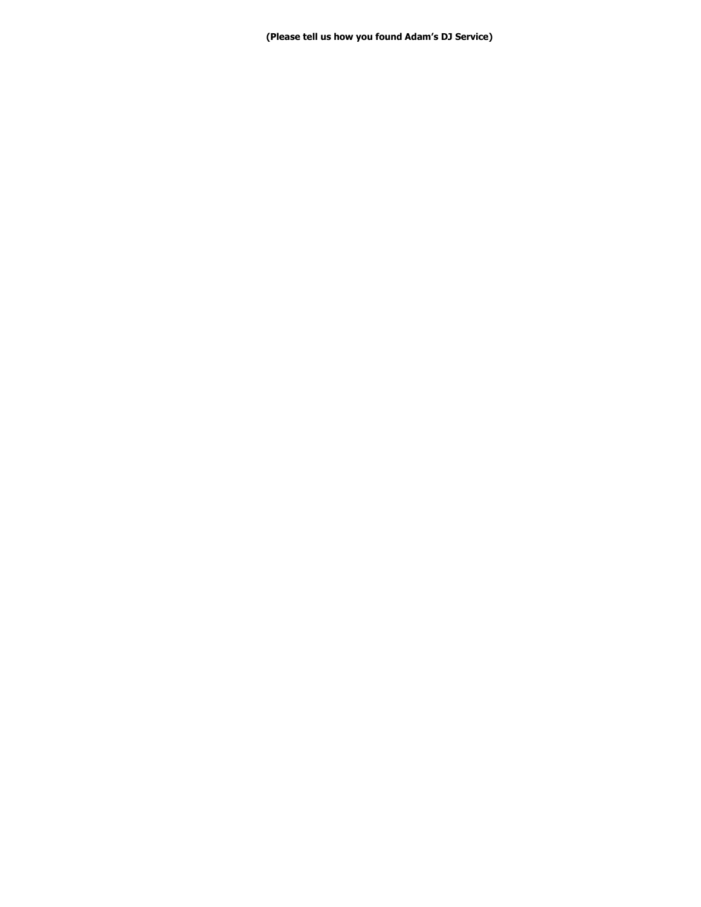**(Please tell us how you found Adam's DJ Service)**